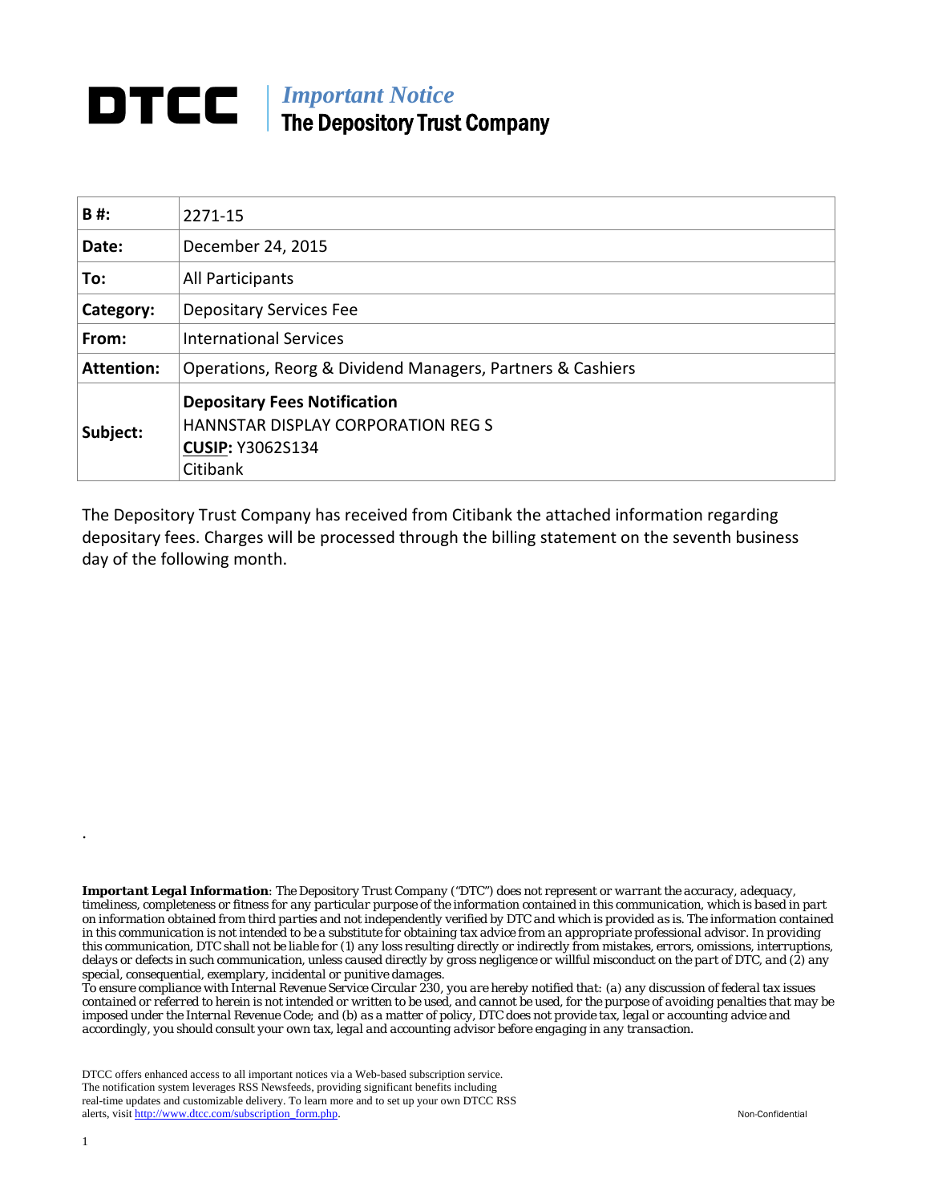# DTCC

*Important Notice*
**The Depository Trust Company**

| | |
|---|---|
| **B #:** | 2271-15 |
| **Date:** | December 24, 2015 |
| **To:** | All Participants |
| **Category:** | Depositary Services Fee |
| **From:** | International Services |
| **Attention:** | Operations, Reorg & Dividend Managers, Partners & Cashiers |
| **Subject:** | **Depositary Fees Notification** HANNSTAR DISPLAY CORPORATION REG S **CUSIP:** Y3062S134 Citibank |

The Depository Trust Company has received from Citibank the attached information regarding depositary fees. Charges will be processed through the billing statement on the seventh business day of the following month.

.

***Important Legal Information****: The Depository Trust Company ("DTC") does not represent or warrant the accuracy, adequacy, timeliness, completeness or fitness for any particular purpose of the information contained in this communication, which is based in part on information obtained from third parties and not independently verified by DTC and which is provided as is. The information contained in this communication is not intended to be a substitute for obtaining tax advice from an appropriate professional advisor. In providing this communication, DTC shall not be liable for (1) any loss resulting directly or indirectly from mistakes, errors, omissions, interruptions, delays or defects in such communication, unless caused directly by gross negligence or willful misconduct on the part of DTC, and (2) any special, consequential, exemplary, incidental or punitive damages.*

*To ensure compliance with Internal Revenue Service Circular 230, you are hereby notified that: (a) any discussion of federal tax issues contained or referred to herein is not intended or written to be used, and cannot be used, for the purpose of avoiding penalties that may be imposed under the Internal Revenue Code; and (b) as a matter of policy, DTC does not provide tax, legal or accounting advice and accordingly, you should consult your own tax, legal and accounting advisor before engaging in any transaction.*

DTCC offers enhanced access to all important notices via a Web-based subscription service. The notification system leverages RSS Newsfeeds, providing significant benefits including real-time updates and customizable delivery. To learn more and to set up your own DTCC RSS alerts, visit http://www.dtcc.com/subscription_form.php.

Non-Confidential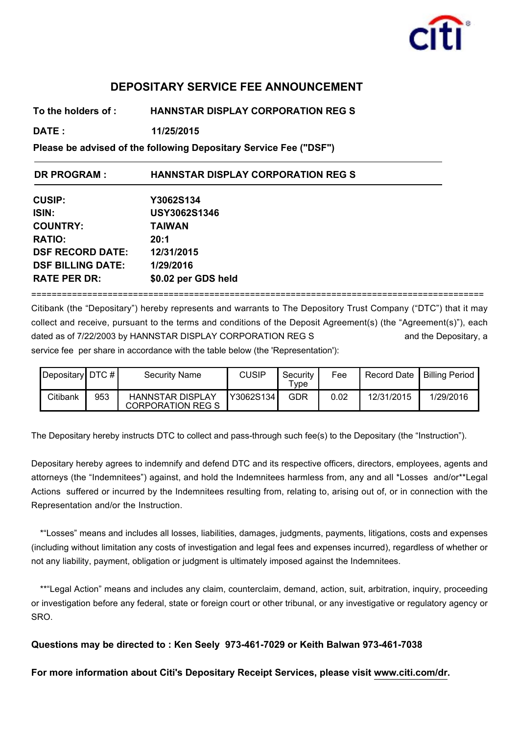# DEPOSITARY SERVICE FEE ANNOUNCEMENT

**To the holders of :** **HANNSTAR DISPLAY CORPORATION REG S**

**DATE :** **11/25/2015**

**Please be advised of the following Depositary Service Fee ("DSF")**

---

**DR PROGRAM :** **HANNSTAR DISPLAY CORPORATION REG S**

---

**CUSIP:** **Y3062S134**
**ISIN:** **USY3062S1346**
**COUNTRY:** **TAIWAN**
**RATIO:** **20:1**
**DSF RECORD DATE:** **12/31/2015**
**DSF BILLING DATE:** **1/29/2016**
**RATE PER DR:** **$0.02 per GDS held**

==========================================================================================

Citibank (the "Depositary") hereby represents and warrants to The Depository Trust Company ("DTC") that it may collect and receive, pursuant to the terms and conditions of the Deposit Agreement(s) (the "Agreement(s)"), each dated as of 7/22/2003 by HANNSTAR DISPLAY CORPORATION REG S and the Depositary, a service fee per share in accordance with the table below (the 'Representation'):

| Depositary | DTC # | Security Name | CUSIP | Security Type | Fee | Record Date | Billing Period |
|---|---|---|---|---|---|---|---|
| Citibank | 953 | HANNSTAR DISPLAY CORPORATION REG S | Y3062S134 | GDR | 0.02 | 12/31/2015 | 1/29/2016 |

The Depositary hereby instructs DTC to collect and pass-through such fee(s) to the Depositary (the "Instruction").

Depositary hereby agrees to indemnify and defend DTC and its respective officers, directors, employees, agents and attorneys (the "Indemnitees") against, and hold the Indemnitees harmless from, any and all *Losses and/or**Legal Actions suffered or incurred by the Indemnitees resulting from, relating to, arising out of, or in connection with the Representation and/or the Instruction.

*"Losses" means and includes all losses, liabilities, damages, judgments, payments, litigations, costs and expenses (including without limitation any costs of investigation and legal fees and expenses incurred), regardless of whether or not any liability, payment, obligation or judgment is ultimately imposed against the Indemnitees.

**"Legal Action" means and includes any claim, counterclaim, demand, action, suit, arbitration, inquiry, proceeding or investigation before any federal, state or foreign court or other tribunal, or any investigative or regulatory agency or SRO.

**Questions may be directed to : Ken Seely 973-461-7029 or Keith Balwan 973-461-7038**

**For more information about Citi's Depositary Receipt Services, please visit www.citi.com/dr.**